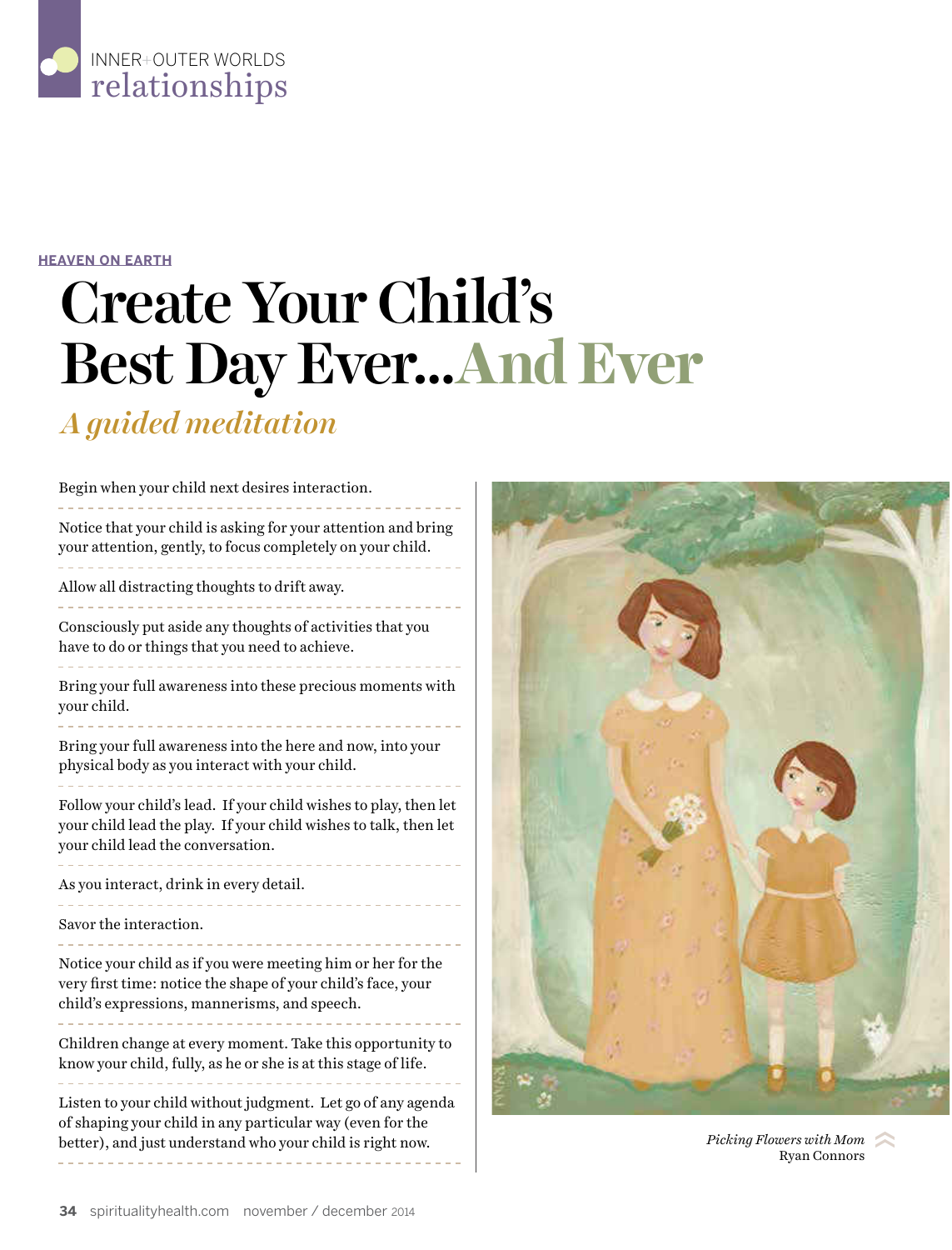INNER+OUTER WORLDS
relationships

**HEAVEN ON EARTH**

# Create Your Child's Best Day Ever...And Ever

## *A guided meditation*

Begin when your child next desires interaction.

Notice that your child is asking for your attention and bring your attention, gently, to focus completely on your child.

Allow all distracting thoughts to drift away.

Consciously put aside any thoughts of activities that you have to do or things that you need to achieve.

Bring your full awareness into these precious moments with your child.

Bring your full awareness into the here and now, into your physical body as you interact with your child.

Follow your child's lead. If your child wishes to play, then let your child lead the play. If your child wishes to talk, then let your child lead the conversation.

As you interact, drink in every detail.

Savor the interaction.

Notice your child as if you were meeting him or her for the very first time: notice the shape of your child's face, your child's expressions, mannerisms, and speech.

Children change at every moment. Take this opportunity to know your child, fully, as he or she is at this stage of life.

Listen to your child without judgment. Let go of any agenda of shaping your child in any particular way (even for the better), and just understand who your child is right now.

*Picking Flowers with Mom*
Ryan Connors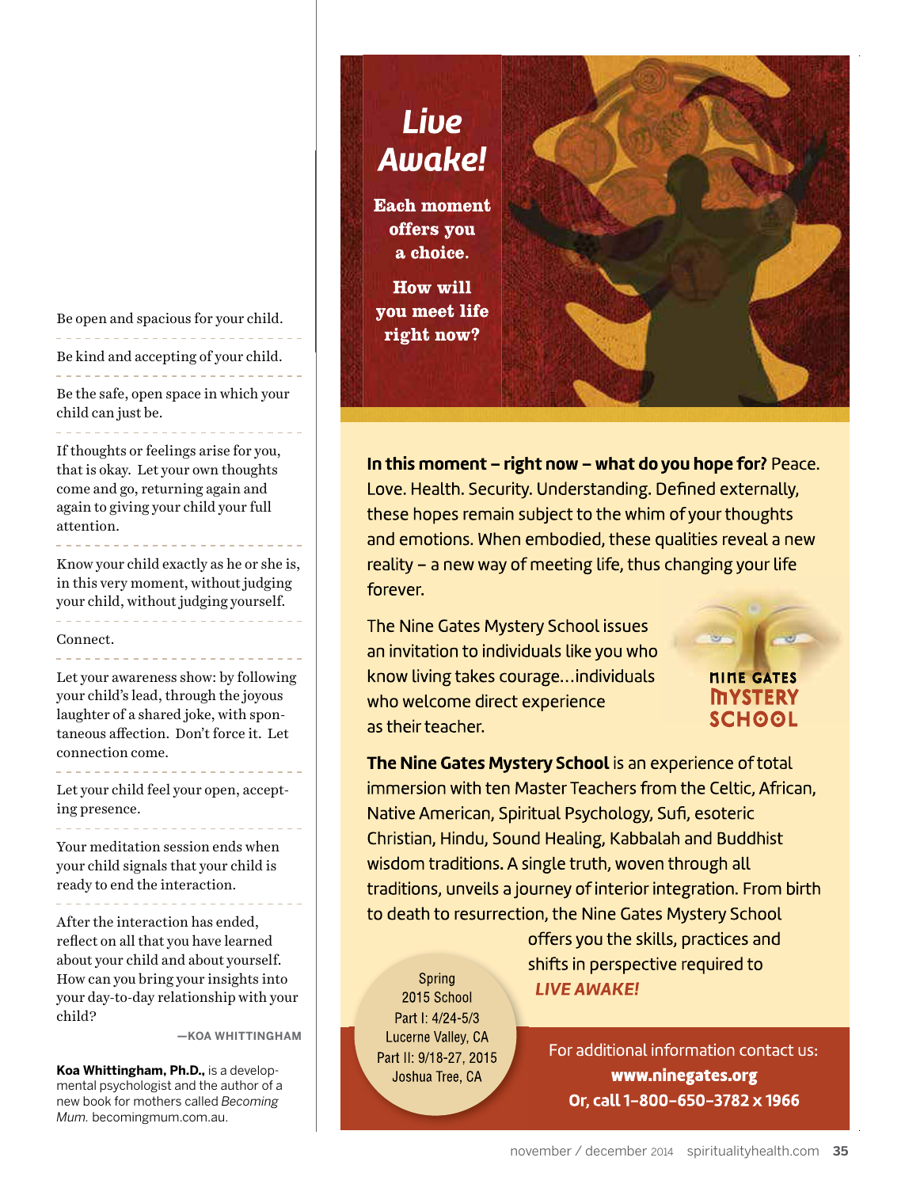Be open and spacious for your child.

Be kind and accepting of your child.

Be the safe, open space in which your child can just be.

If thoughts or feelings arise for you, that is okay. Let your own thoughts come and go, returning again and again to giving your child your full attention.

Know your child exactly as he or she is, in this very moment, without judging your child, without judging yourself.

Connect.

Let your awareness show: by following your child's lead, through the joyous laughter of a shared joke, with spontaneous affection. Don't force it. Let connection come.

Let your child feel your open, accepting presence.

Your meditation session ends when your child signals that your child is ready to end the interaction.

After the interaction has ended, reflect on all that you have learned about your child and about yourself. How can you bring your insights into your day-to-day relationship with your child?

—KOA WHITTINGHAM

**Koa Whittingham, Ph.D.,** is a developmental psychologist and the author of a new book for mothers called *Becoming Mum.* becomingmum.com.au.

# *Live Awake!*

**Each moment offers you a choice.**

**How will you meet life right now?**

**In this moment – right now – what do you hope for?** Peace. Love. Health. Security. Understanding. Defined externally, these hopes remain subject to the whim of your thoughts and emotions. When embodied, these qualities reveal a new reality – a new way of meeting life, thus changing your life forever.

The Nine Gates Mystery School issues an invitation to individuals like you who know living takes courage...individuals who welcome direct experience as their teacher.

NINE GATES MYSTERY SCHOOL

**The Nine Gates Mystery School** is an experience of total immersion with ten Master Teachers from the Celtic, African, Native American, Spiritual Psychology, Sufi, esoteric Christian, Hindu, Sound Healing, Kabbalah and Buddhist wisdom traditions. A single truth, woven through all traditions, unveils a journey of interior integration. From birth to death to resurrection, the Nine Gates Mystery School offers you the skills, practices and shifts in perspective required to *LIVE AWAKE!*

Spring 2015 School
Part I: 4/24-5/3
Lucerne Valley, CA
Part II: 9/18-27, 2015
Joshua Tree, CA

For additional information contact us:
**www.ninegates.org**
**Or, call 1-800-650-3782 x 1966**